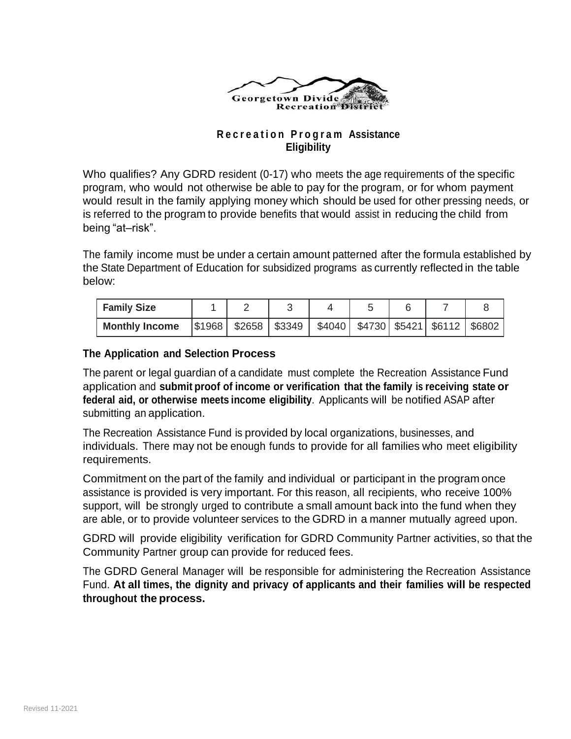Georgetown Divide Recreation District

## Recreation Program Assistance Eligibility

Who qualifies? Any GDRD resident (0-17) who meets the age requirements of the specific program, who would not otherwise be able to pay for the program, or for whom payment would result in the family applying money which should be used for other pressing needs, or is referred to the program to provide benefits that would assist in reducing the child from being "at–risk".

The family income must be under a certain amount patterned after the formula established by the State Department of Education for subsidized programs as currently reflected in the table below:

| **Family Size** | 1 | 2 | 3 | 4 | 5 | 6 | 7 | 8 |
|---|---|---|---|---|---|---|---|---|
| **Monthly Income** | $1968 | $2658 | $3349 | $4040 | $4730 | $5421 | $6112 | $6802 |

### The Application and Selection Process

The parent or legal guardian of a candidate must complete the Recreation Assistance Fund application and **submit proof of income or verification that the family is receiving state or federal aid, or otherwise meets income eligibility**. Applicants will be notified ASAP after submitting an application.

The Recreation Assistance Fund is provided by local organizations, businesses, and individuals. There may not be enough funds to provide for all families who meet eligibility requirements.

Commitment on the part of the family and individual or participant in the program once assistance is provided is very important. For this reason, all recipients, who receive 100% support, will be strongly urged to contribute a small amount back into the fund when they are able, or to provide volunteer services to the GDRD in a manner mutually agreed upon.

GDRD will provide eligibility verification for GDRD Community Partner activities, so that the Community Partner group can provide for reduced fees.

The GDRD General Manager will be responsible for administering the Recreation Assistance Fund. **At all times, the dignity and privacy of applicants and their families will be respected throughout the process.**

Revised 11-2021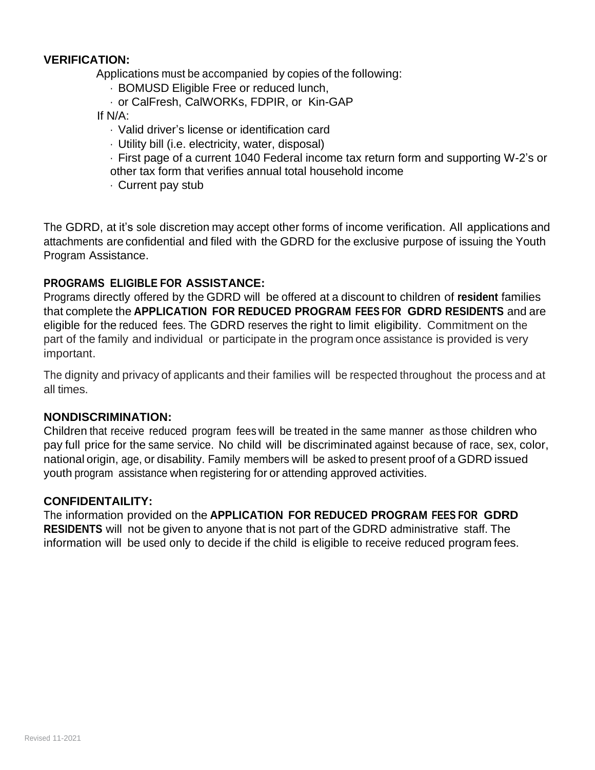**VERIFICATION:**

Applications must be accompanied by copies of the following:

- BOMUSD Eligible Free or reduced lunch,
- or CalFresh, CalWORKs, FDPIR, or Kin-GAP

If N/A:

- Valid driver's license or identification card
- Utility bill (i.e. electricity, water, disposal)
- First page of a current 1040 Federal income tax return form and supporting W-2's or other tax form that verifies annual total household income
- Current pay stub

The GDRD, at it's sole discretion may accept other forms of income verification. All applications and attachments are confidential and filed with the GDRD for the exclusive purpose of issuing the Youth Program Assistance.

**PROGRAMS ELIGIBLE FOR ASSISTANCE:**

Programs directly offered by the GDRD will be offered at a discount to children of **resident** families that complete the **APPLICATION FOR REDUCED PROGRAM FEES FOR GDRD RESIDENTS** and are eligible for the reduced fees. The GDRD reserves the right to limit eligibility. Commitment on the part of the family and individual or participate in the program once assistance is provided is very important.

The dignity and privacy of applicants and their families will be respected throughout the process and at all times.

**NONDISCRIMINATION:**

Children that receive reduced program fees will be treated in the same manner as those children who pay full price for the same service. No child will be discriminated against because of race, sex, color, national origin, age, or disability. Family members will be asked to present proof of a GDRD issued youth program assistance when registering for or attending approved activities.

**CONFIDENTAILITY:**

The information provided on the **APPLICATION FOR REDUCED PROGRAM FEES FOR GDRD RESIDENTS** will not be given to anyone that is not part of the GDRD administrative staff. The information will be used only to decide if the child is eligible to receive reduced program fees.

Revised 11-2021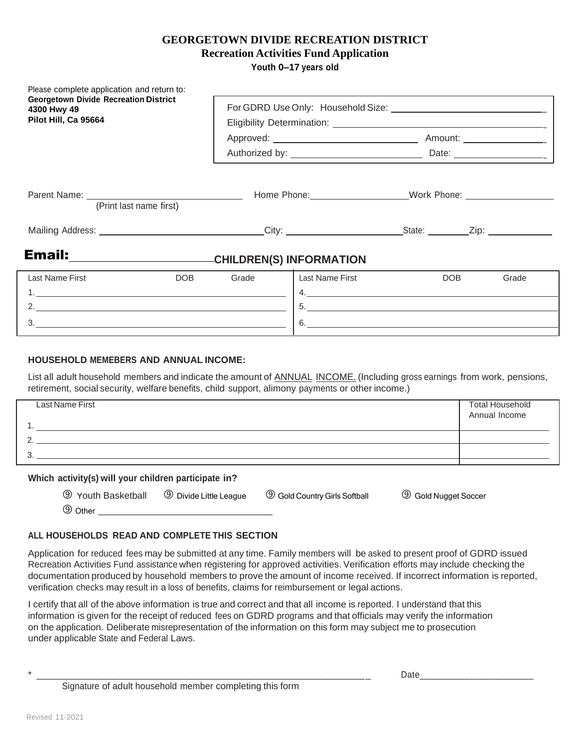# GEORGETOWN DIVIDE RECREATION DISTRICT

## Recreation Activities Fund Application

**Youth 0–17 years old**

Please complete application and return to:
**Georgetown Divide Recreation District**
**4300 Hwy 49**
**Pilot Hill, Ca 95664**

| | |
|---|---|
| For GDRD Use Only: Household Size: ______________________________ | |
| Eligibility Determination: ______________________________ | |
| Approved: ______________________ | Amount: ______________ |
| Authorized by: ______________________ | Date: ______________ |

Parent Name: ______________________________ Home Phone: __________________ Work Phone: __________________
(Print last name first)

Mailing Address: ______________________________ City: ______________________ State: ________ Zip: ____________

**Email:** ______________________

## CHILDREN(S) INFORMATION

| Last Name First | DOB | Grade | Last Name First | DOB | Grade |
|---|---|---|---|---|---|
| 1. | | | 4. | | |
| 2. | | | 5. | | |
| 3. | | | 6. | | |

### HOUSEHOLD MEMEBERS AND ANNUAL INCOME:

List all adult household members and indicate the amount of ANNUAL INCOME. (Including gross earnings from work, pensions, retirement, social security, welfare benefits, child support, alimony payments or other income.)

| Last Name First | Total Household Annual Income |
|---|---|
| 1. | |
| 2. | |
| 3. | |

**Which activity(s) will your children participate in?**

⑨ Youth Basketball ⑨ Divide Little League ⑨ Gold Country Girls Softball ⑨ Gold Nugget Soccer

⑨ Other ______________________________

### ALL HOUSEHOLDS READ AND COMPLETE THIS SECTION

Application for reduced fees may be submitted at any time. Family members will be asked to present proof of GDRD issued Recreation Activities Fund assistance when registering for approved activities. Verification efforts may include checking the documentation produced by household members to prove the amount of income received. If incorrect information is reported, verification checks may result in a loss of benefits, claims for reimbursement or legal actions.

I certify that all of the above information is true and correct and that all income is reported. I understand that this information is given for the receipt of reduced fees on GDRD programs and that officials may verify the information on the application. Deliberate misrepresentation of the information on this form may subject me to prosecution under applicable State and Federal Laws.

* ________________________________________________________________ Date______________________

Signature of adult household member completing this form

Revised 11-2021